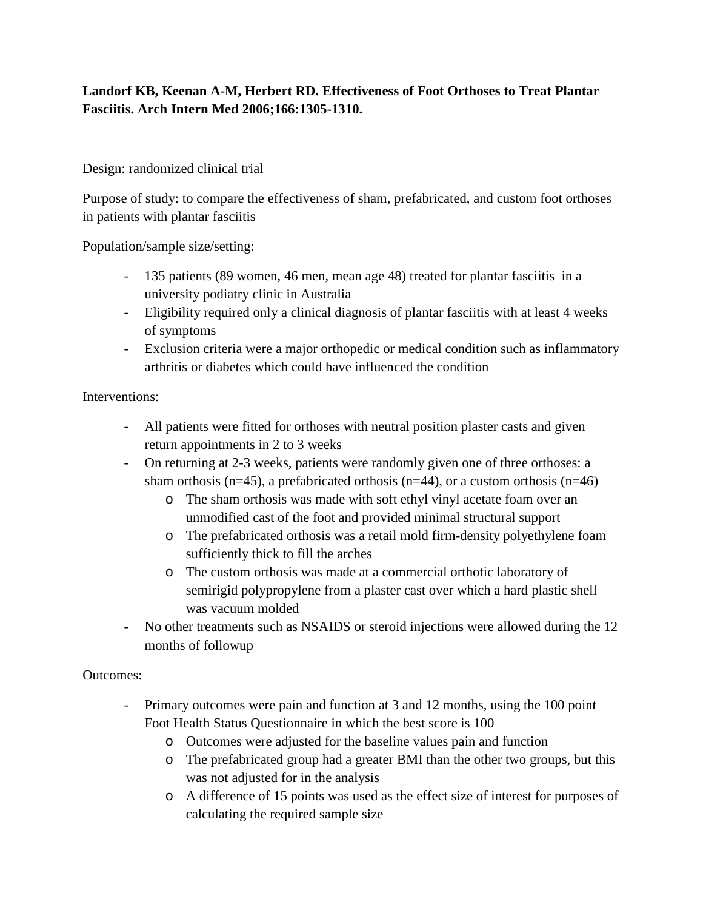**Landorf KB, Keenan A-M, Herbert RD. Effectiveness of Foot Orthoses to Treat Plantar Fasciitis. Arch Intern Med 2006;166:1305-1310.**

Design: randomized clinical trial

Purpose of study: to compare the effectiveness of sham, prefabricated, and custom foot orthoses in patients with plantar fasciitis

Population/sample size/setting:

- 135 patients (89 women, 46 men, mean age 48) treated for plantar fasciitis in a university podiatry clinic in Australia
- Eligibility required only a clinical diagnosis of plantar fasciitis with at least 4 weeks of symptoms
- Exclusion criteria were a major orthopedic or medical condition such as inflammatory arthritis or diabetes which could have influenced the condition

Interventions:

- All patients were fitted for orthoses with neutral position plaster casts and given return appointments in 2 to 3 weeks
- On returning at 2-3 weeks, patients were randomly given one of three orthoses: a sham orthosis (n=45), a prefabricated orthosis (n=44), or a custom orthosis (n=46)
    - The sham orthosis was made with soft ethyl vinyl acetate foam over an unmodified cast of the foot and provided minimal structural support
    - The prefabricated orthosis was a retail mold firm-density polyethylene foam sufficiently thick to fill the arches
    - The custom orthosis was made at a commercial orthotic laboratory of semirigid polypropylene from a plaster cast over which a hard plastic shell was vacuum molded
- No other treatments such as NSAIDS or steroid injections were allowed during the 12 months of followup

Outcomes:

- Primary outcomes were pain and function at 3 and 12 months, using the 100 point Foot Health Status Questionnaire in which the best score is 100
    - Outcomes were adjusted for the baseline values pain and function
    - The prefabricated group had a greater BMI than the other two groups, but this was not adjusted for in the analysis
    - A difference of 15 points was used as the effect size of interest for purposes of calculating the required sample size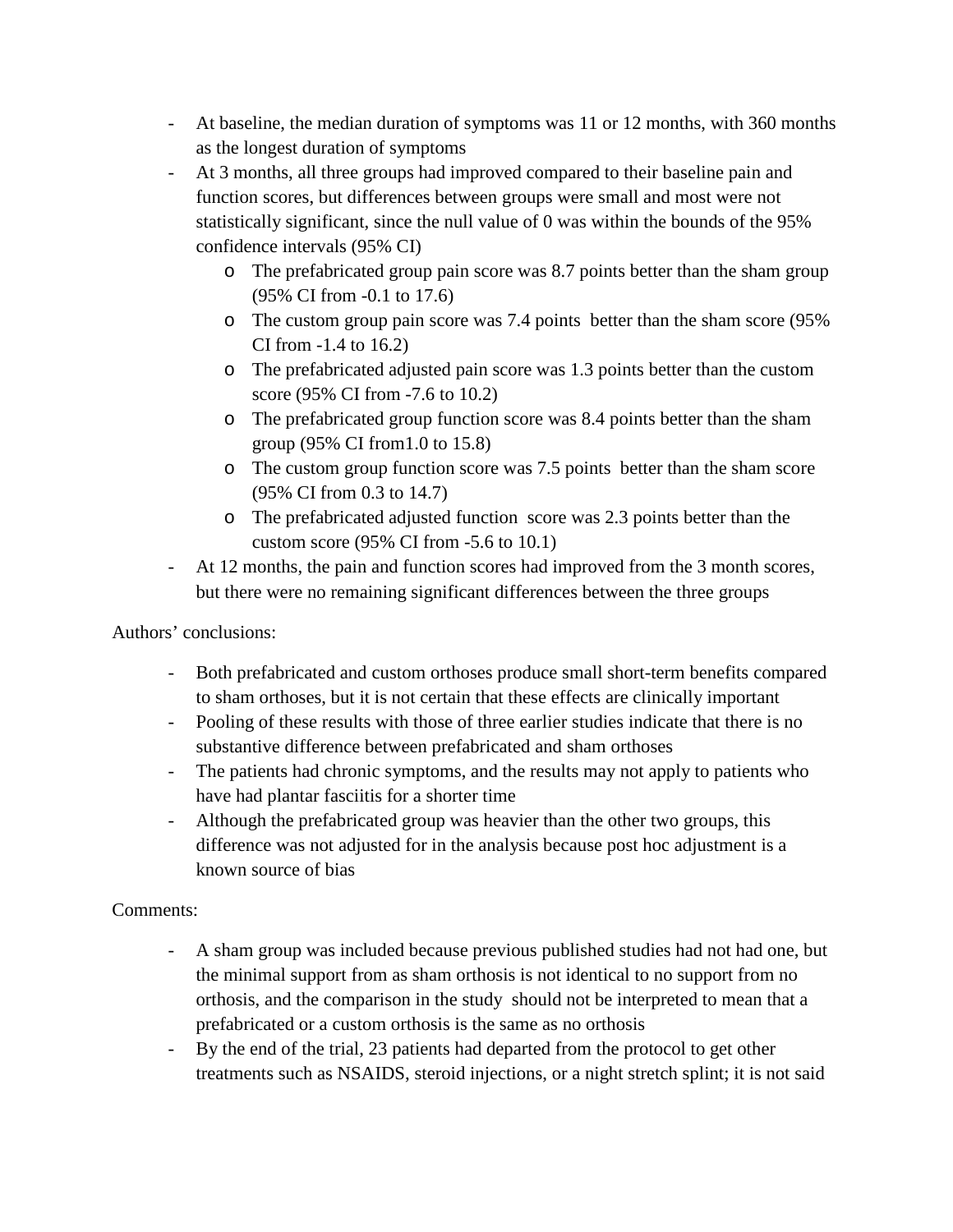- At baseline, the median duration of symptoms was 11 or 12 months, with 360 months as the longest duration of symptoms
- At 3 months, all three groups had improved compared to their baseline pain and function scores, but differences between groups were small and most were not statistically significant, since the null value of 0 was within the bounds of the 95% confidence intervals (95% CI)
    - The prefabricated group pain score was 8.7 points better than the sham group (95% CI from -0.1 to 17.6)
    - The custom group pain score was 7.4 points better than the sham score (95% CI from -1.4 to 16.2)
    - The prefabricated adjusted pain score was 1.3 points better than the custom score (95% CI from -7.6 to 10.2)
    - The prefabricated group function score was 8.4 points better than the sham group (95% CI from1.0 to 15.8)
    - The custom group function score was 7.5 points better than the sham score (95% CI from 0.3 to 14.7)
    - The prefabricated adjusted function score was 2.3 points better than the custom score (95% CI from -5.6 to 10.1)
- At 12 months, the pain and function scores had improved from the 3 month scores, but there were no remaining significant differences between the three groups

Authors' conclusions:

- Both prefabricated and custom orthoses produce small short-term benefits compared to sham orthoses, but it is not certain that these effects are clinically important
- Pooling of these results with those of three earlier studies indicate that there is no substantive difference between prefabricated and sham orthoses
- The patients had chronic symptoms, and the results may not apply to patients who have had plantar fasciitis for a shorter time
- Although the prefabricated group was heavier than the other two groups, this difference was not adjusted for in the analysis because post hoc adjustment is a known source of bias

Comments:

- A sham group was included because previous published studies had not had one, but the minimal support from as sham orthosis is not identical to no support from no orthosis, and the comparison in the study should not be interpreted to mean that a prefabricated or a custom orthosis is the same as no orthosis
- By the end of the trial, 23 patients had departed from the protocol to get other treatments such as NSAIDS, steroid injections, or a night stretch splint; it is not said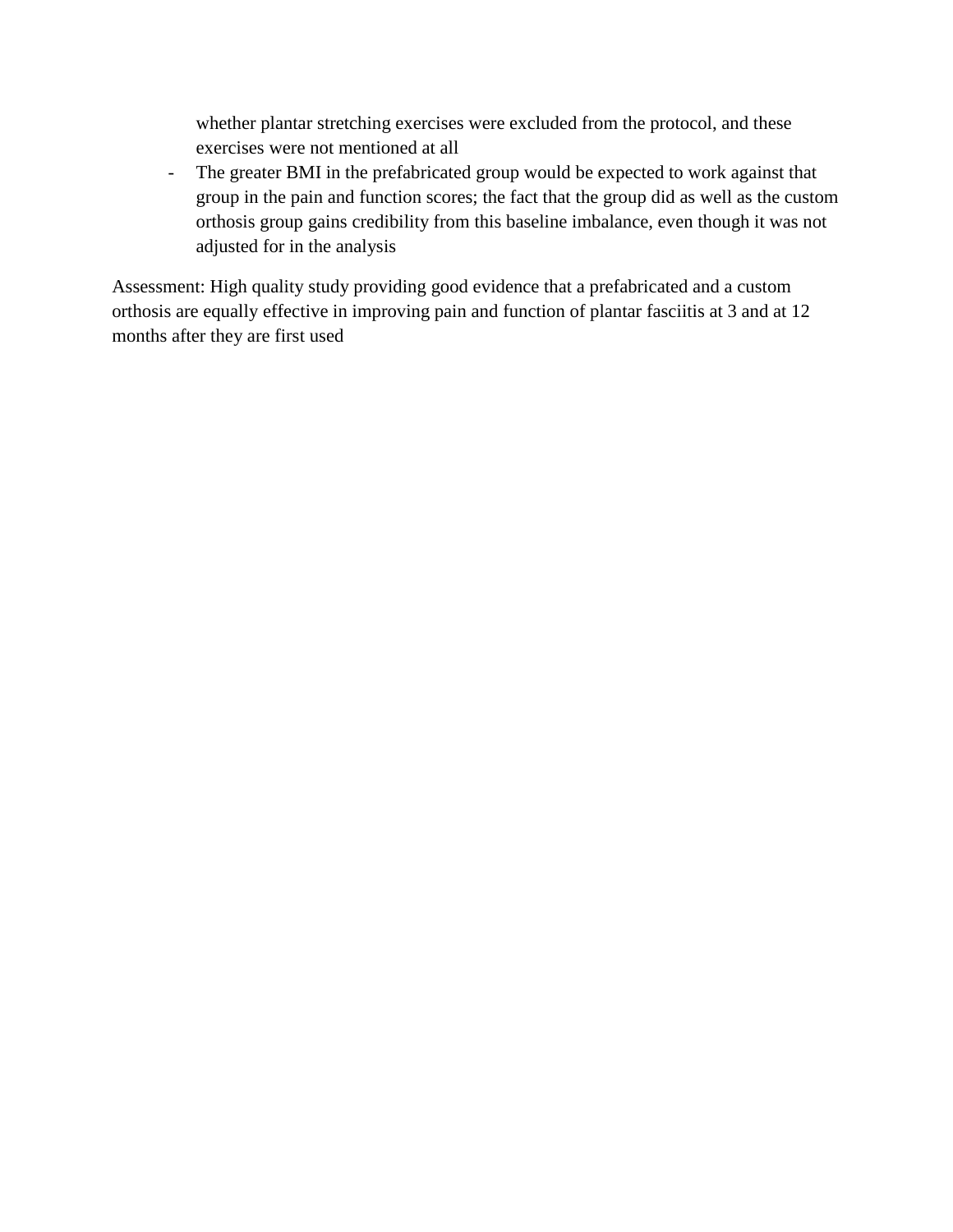whether plantar stretching exercises were excluded from the protocol, and these exercises were not mentioned at all

- The greater BMI in the prefabricated group would be expected to work against that group in the pain and function scores; the fact that the group did as well as the custom orthosis group gains credibility from this baseline imbalance, even though it was not adjusted for in the analysis

Assessment: High quality study providing good evidence that a prefabricated and a custom orthosis are equally effective in improving pain and function of plantar fasciitis at 3 and at 12 months after they are first used